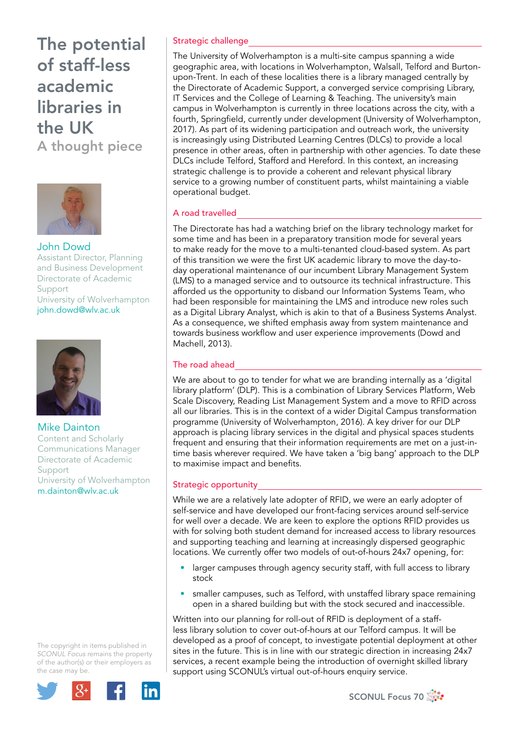# The potential of staff-less academic libraries in the UK

## A thought piece

**John Dowd**
Assistant Director, Planning and Business Development
Directorate of Academic Support
University of Wolverhampton
john.dowd@wlv.ac.uk

**Mike Dainton**
Content and Scholarly Communications Manager
Directorate of Academic Support
University of Wolverhampton
m.dainton@wlv.ac.uk

### Strategic challenge

The University of Wolverhampton is a multi-site campus spanning a wide geographic area, with locations in Wolverhampton, Walsall, Telford and Burton-upon-Trent. In each of these localities there is a library managed centrally by the Directorate of Academic Support, a converged service comprising Library, IT Services and the College of Learning & Teaching. The university's main campus in Wolverhampton is currently in three locations across the city, with a fourth, Springfield, currently under development (University of Wolverhampton, 2017). As part of its widening participation and outreach work, the university is increasingly using Distributed Learning Centres (DLCs) to provide a local presence in other areas, often in partnership with other agencies. To date these DLCs include Telford, Stafford and Hereford. In this context, an increasing strategic challenge is to provide a coherent and relevant physical library service to a growing number of constituent parts, whilst maintaining a viable operational budget.

### A road travelled

The Directorate has had a watching brief on the library technology market for some time and has been in a preparatory transition mode for several years to make ready for the move to a multi-tenanted cloud-based system. As part of this transition we were the first UK academic library to move the day-to-day operational maintenance of our incumbent Library Management System (LMS) to a managed service and to outsource its technical infrastructure. This afforded us the opportunity to disband our Information Systems Team, who had been responsible for maintaining the LMS and introduce new roles such as a Digital Library Analyst, which is akin to that of a Business Systems Analyst. As a consequence, we shifted emphasis away from system maintenance and towards business workflow and user experience improvements (Dowd and Machell, 2013).

### The road ahead

We are about to go to tender for what we are branding internally as a 'digital library platform' (DLP). This is a combination of Library Services Platform, Web Scale Discovery, Reading List Management System and a move to RFID across all our libraries. This is in the context of a wider Digital Campus transformation programme (University of Wolverhampton, 2016). A key driver for our DLP approach is placing library services in the digital and physical spaces students frequent and ensuring that their information requirements are met on a just-in-time basis wherever required. We have taken a 'big bang' approach to the DLP to maximise impact and benefits.

### Strategic opportunity

While we are a relatively late adopter of RFID, we were an early adopter of self-service and have developed our front-facing services around self-service for well over a decade. We are keen to explore the options RFID provides us with for solving both student demand for increased access to library resources and supporting teaching and learning at increasingly dispersed geographic locations. We currently offer two models of out-of-hours 24x7 opening, for:

- larger campuses through agency security staff, with full access to library stock
- smaller campuses, such as Telford, with unstaffed library space remaining open in a shared building but with the stock secured and inaccessible.

Written into our planning for roll-out of RFID is deployment of a staff-less library solution to cover out-of-hours at our Telford campus. It will be developed as a proof of concept, to investigate potential deployment at other sites in the future. This is in line with our strategic direction in increasing 24x7 services, a recent example being the introduction of overnight skilled library support using SCONUL's virtual out-of-hours enquiry service.

The copyright in items published in *SCONUL Focus* remains the property of the author(s) or their employers as the case may be.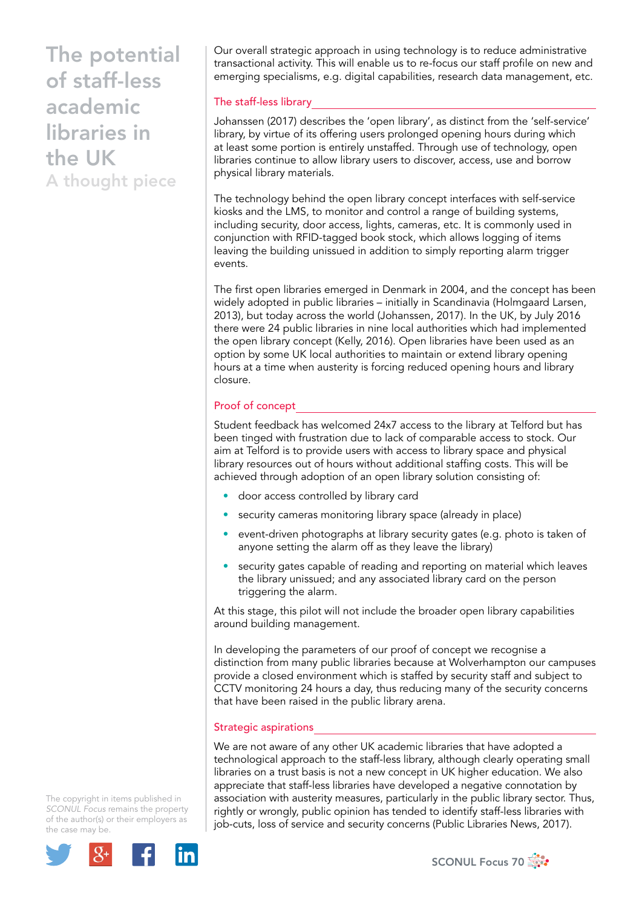Our overall strategic approach in using technology is to reduce administrative transactional activity. This will enable us to re-focus our staff profile on new and emerging specialisms, e.g. digital capabilities, research data management, etc.

## The staff-less library

Johanssen (2017) describes the 'open library', as distinct from the 'self-service' library, by virtue of its offering users prolonged opening hours during which at least some portion is entirely unstaffed. Through use of technology, open libraries continue to allow library users to discover, access, use and borrow physical library materials.

The technology behind the open library concept interfaces with self-service kiosks and the LMS, to monitor and control a range of building systems, including security, door access, lights, cameras, etc. It is commonly used in conjunction with RFID-tagged book stock, which allows logging of items leaving the building unissued in addition to simply reporting alarm trigger events.

The first open libraries emerged in Denmark in 2004, and the concept has been widely adopted in public libraries – initially in Scandinavia (Holmgaard Larsen, 2013), but today across the world (Johanssen, 2017). In the UK, by July 2016 there were 24 public libraries in nine local authorities which had implemented the open library concept (Kelly, 2016). Open libraries have been used as an option by some UK local authorities to maintain or extend library opening hours at a time when austerity is forcing reduced opening hours and library closure.

## Proof of concept

Student feedback has welcomed 24x7 access to the library at Telford but has been tinged with frustration due to lack of comparable access to stock. Our aim at Telford is to provide users with access to library space and physical library resources out of hours without additional staffing costs. This will be achieved through adoption of an open library solution consisting of:

- door access controlled by library card
- security cameras monitoring library space (already in place)
- event-driven photographs at library security gates (e.g. photo is taken of anyone setting the alarm off as they leave the library)
- security gates capable of reading and reporting on material which leaves the library unissued; and any associated library card on the person triggering the alarm.

At this stage, this pilot will not include the broader open library capabilities around building management.

In developing the parameters of our proof of concept we recognise a distinction from many public libraries because at Wolverhampton our campuses provide a closed environment which is staffed by security staff and subject to CCTV monitoring 24 hours a day, thus reducing many of the security concerns that have been raised in the public library arena.

## Strategic aspirations

We are not aware of any other UK academic libraries that have adopted a technological approach to the staff-less library, although clearly operating small libraries on a trust basis is not a new concept in UK higher education. We also appreciate that staff-less libraries have developed a negative connotation by association with austerity measures, particularly in the public library sector. Thus, rightly or wrongly, public opinion has tended to identify staff-less libraries with job-cuts, loss of service and security concerns (Public Libraries News, 2017).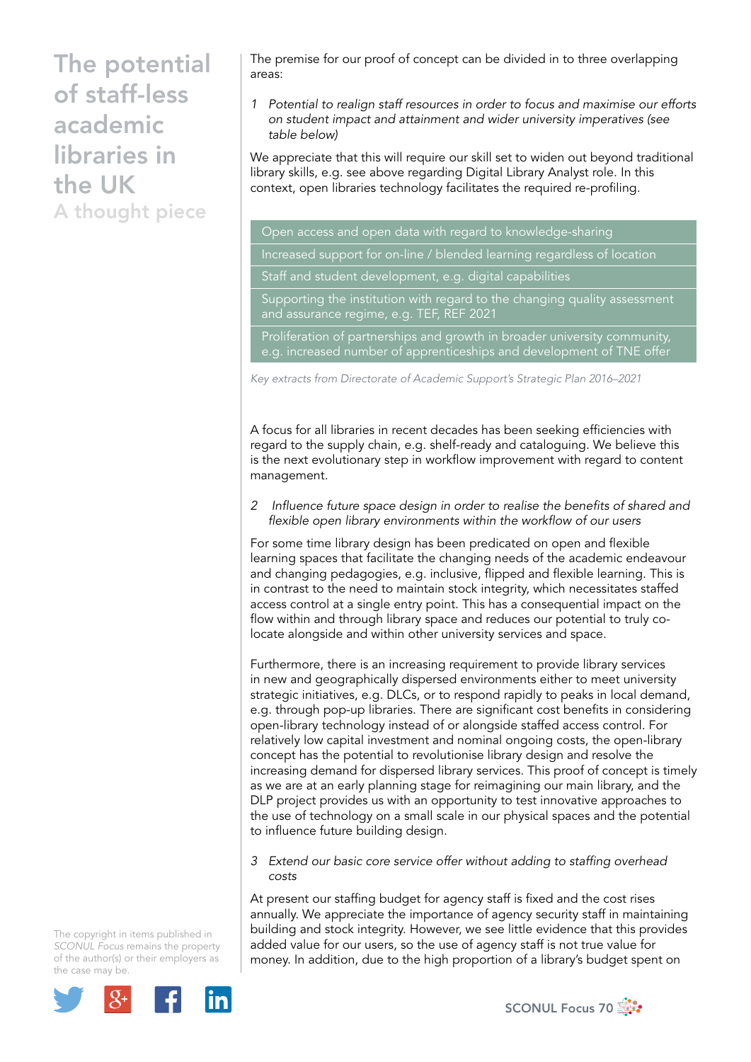The premise for our proof of concept can be divided in to three overlapping areas:

1 *Potential to realign staff resources in order to focus and maximise our efforts on student impact and attainment and wider university imperatives (see table below)*

We appreciate that this will require our skill set to widen out beyond traditional library skills, e.g. see above regarding Digital Library Analyst role. In this context, open libraries technology facilitates the required re-profiling.

| Open access and open data with regard to knowledge-sharing |
|---|
| Increased support for on-line / blended learning regardless of location |
| Staff and student development, e.g. digital capabilities |
| Supporting the institution with regard to the changing quality assessment and assurance regime, e.g. TEF, REF 2021 |
| Proliferation of partnerships and growth in broader university community, e.g. increased number of apprenticeships and development of TNE offer |

*Key extracts from Directorate of Academic Support's Strategic Plan 2016–2021*

A focus for all libraries in recent decades has been seeking efficiencies with regard to the supply chain, e.g. shelf-ready and cataloguing. We believe this is the next evolutionary step in workflow improvement with regard to content management.

2 *Influence future space design in order to realise the benefits of shared and flexible open library environments within the workflow of our users*

For some time library design has been predicated on open and flexible learning spaces that facilitate the changing needs of the academic endeavour and changing pedagogies, e.g. inclusive, flipped and flexible learning. This is in contrast to the need to maintain stock integrity, which necessitates staffed access control at a single entry point. This has a consequential impact on the flow within and through library space and reduces our potential to truly co-locate alongside and within other university services and space.

Furthermore, there is an increasing requirement to provide library services in new and geographically dispersed environments either to meet university strategic initiatives, e.g. DLCs, or to respond rapidly to peaks in local demand, e.g. through pop-up libraries. There are significant cost benefits in considering open-library technology instead of or alongside staffed access control. For relatively low capital investment and nominal ongoing costs, the open-library concept has the potential to revolutionise library design and resolve the increasing demand for dispersed library services. This proof of concept is timely as we are at an early planning stage for reimagining our main library, and the DLP project provides us with an opportunity to test innovative approaches to the use of technology on a small scale in our physical spaces and the potential to influence future building design.

3 *Extend our basic core service offer without adding to staffing overhead costs*

At present our staffing budget for agency staff is fixed and the cost rises annually. We appreciate the importance of agency security staff in maintaining building and stock integrity. However, we see little evidence that this provides added value for our users, so the use of agency staff is not true value for money. In addition, due to the high proportion of a library's budget spent on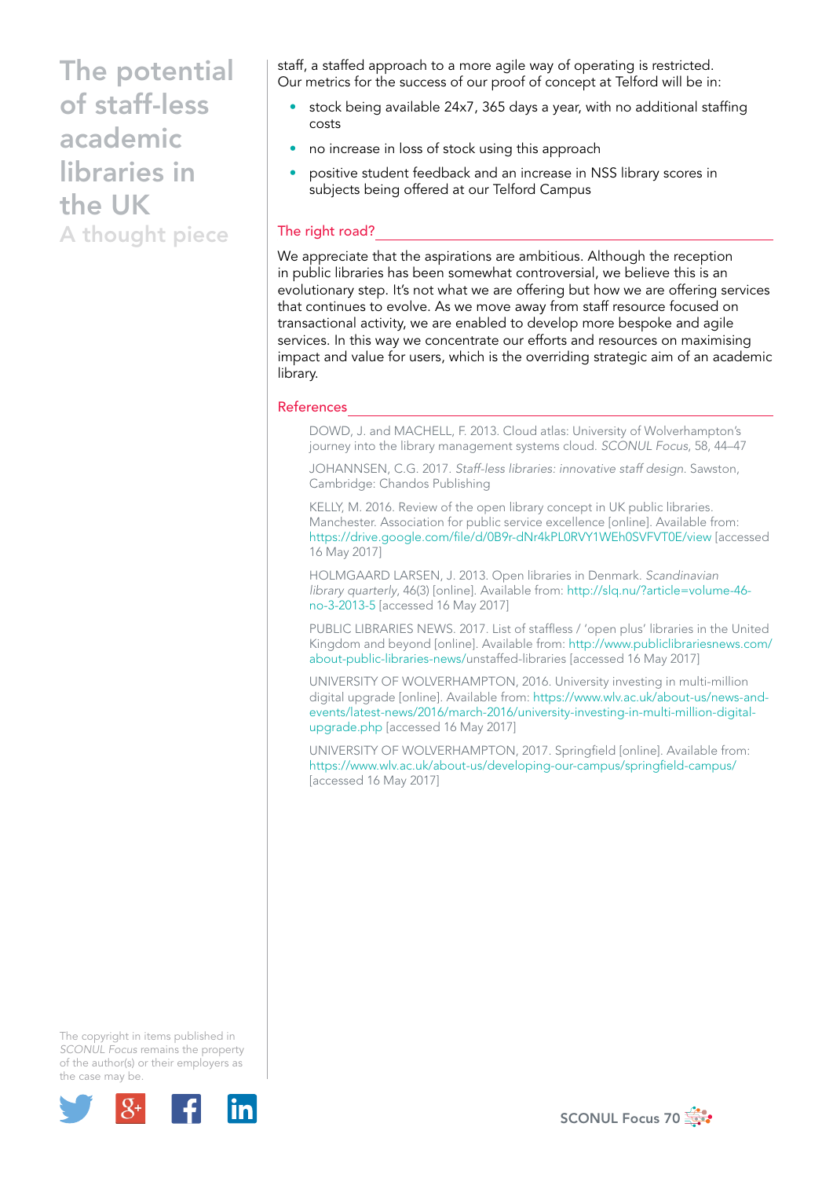staff, a staffed approach to a more agile way of operating is restricted. Our metrics for the success of our proof of concept at Telford will be in:

- stock being available 24x7, 365 days a year, with no additional staffing costs
- no increase in loss of stock using this approach
- positive student feedback and an increase in NSS library scores in subjects being offered at our Telford Campus

## The right road?

We appreciate that the aspirations are ambitious. Although the reception in public libraries has been somewhat controversial, we believe this is an evolutionary step. It's not what we are offering but how we are offering services that continues to evolve. As we move away from staff resource focused on transactional activity, we are enabled to develop more bespoke and agile services. In this way we concentrate our efforts and resources on maximising impact and value for users, which is the overriding strategic aim of an academic library.

## References

DOWD, J. and MACHELL, F. 2013. Cloud atlas: University of Wolverhampton's journey into the library management systems cloud. *SCONUL Focus*, 58, 44–47

JOHANNSEN, C.G. 2017. *Staff-less libraries: innovative staff design*. Sawston, Cambridge: Chandos Publishing

KELLY, M. 2016. Review of the open library concept in UK public libraries. Manchester. Association for public service excellence [online]. Available from: https://drive.google.com/file/d/0B9r-dNr4kPL0RVY1WEh0SVFVT0E/view [accessed 16 May 2017]

HOLMGAARD LARSEN, J. 2013. Open libraries in Denmark. *Scandinavian library quarterly*, 46(3) [online]. Available from: http://slq.nu/?article=volume-46-no-3-2013-5 [accessed 16 May 2017]

PUBLIC LIBRARIES NEWS. 2017. List of staffless / 'open plus' libraries in the United Kingdom and beyond [online]. Available from: http://www.publiclibrariesnews.com/about-public-libraries-news/unstaffed-libraries [accessed 16 May 2017]

UNIVERSITY OF WOLVERHAMPTON, 2016. University investing in multi-million digital upgrade [online]. Available from: https://www.wlv.ac.uk/about-us/news-and-events/latest-news/2016/march-2016/university-investing-in-multi-million-digital-upgrade.php [accessed 16 May 2017]

UNIVERSITY OF WOLVERHAMPTON, 2017. Springfield [online]. Available from: https://www.wlv.ac.uk/about-us/developing-our-campus/springfield-campus/ [accessed 16 May 2017]

The copyright in items published in *SCONUL Focus* remains the property of the author(s) or their employers as the case may be.